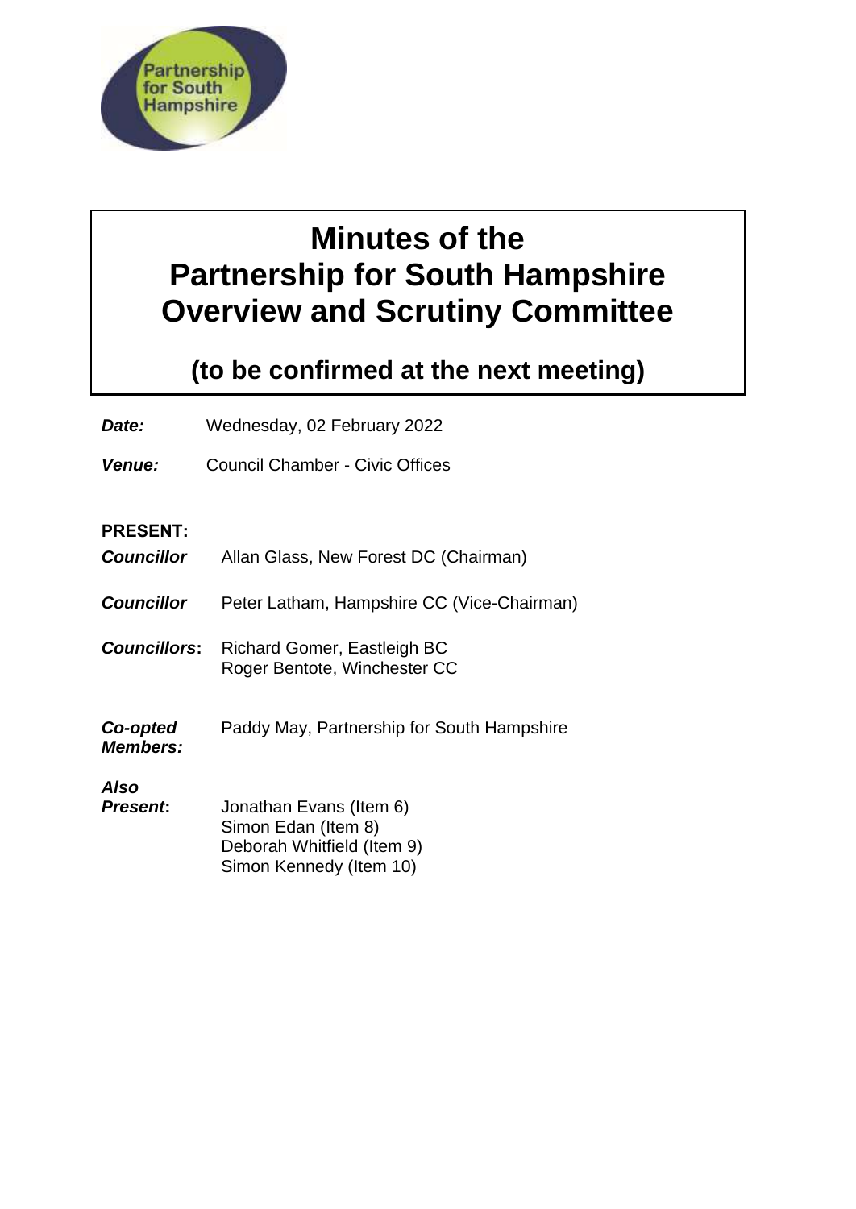# Minutes of the Partnership for South Hampshire Overview and Scrutiny Committee

## (to be confirmed at the next meeting)

***Date:*** Wednesday, 02 February 2022

***Venue:*** Council Chamber - Civic Offices

**PRESENT:**

***Councillor*** Allan Glass, New Forest DC (Chairman)

***Councillor*** Peter Latham, Hampshire CC (Vice-Chairman)

***Councillors*:** Richard Gomer, Eastleigh BC
Roger Bentote, Winchester CC

***Co-opted Members:*** Paddy May, Partnership for South Hampshire

***Also Present*:** Jonathan Evans (Item 6)
Simon Edan (Item 8)
Deborah Whitfield (Item 9)
Simon Kennedy (Item 10)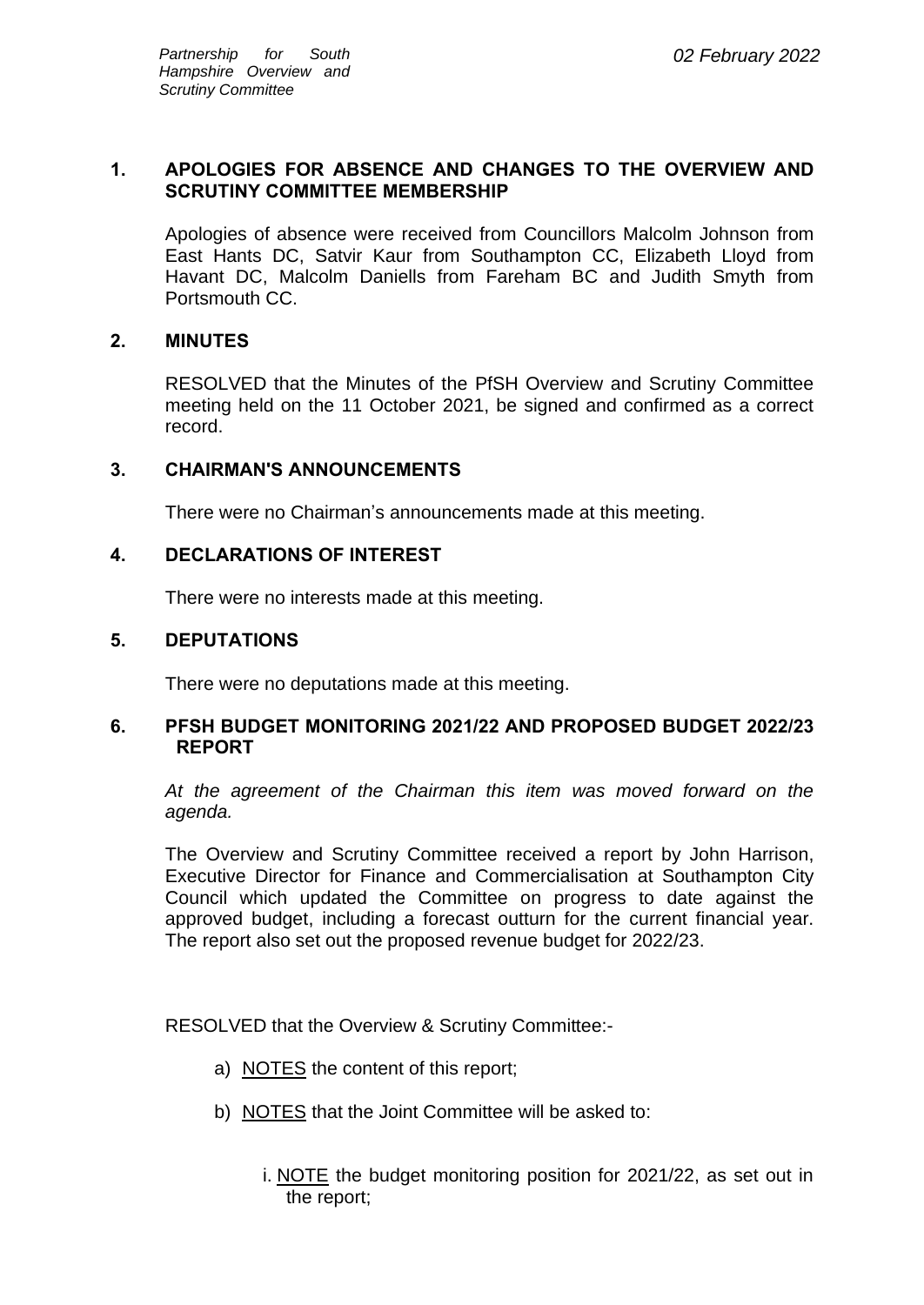## 1. APOLOGIES FOR ABSENCE AND CHANGES TO THE OVERVIEW AND SCRUTINY COMMITTEE MEMBERSHIP

Apologies of absence were received from Councillors Malcolm Johnson from East Hants DC, Satvir Kaur from Southampton CC, Elizabeth Lloyd from Havant DC, Malcolm Daniells from Fareham BC and Judith Smyth from Portsmouth CC.

## 2. MINUTES

RESOLVED that the Minutes of the PfSH Overview and Scrutiny Committee meeting held on the 11 October 2021, be signed and confirmed as a correct record.

## 3. CHAIRMAN'S ANNOUNCEMENTS

There were no Chairman's announcements made at this meeting.

## 4. DECLARATIONS OF INTEREST

There were no interests made at this meeting.

## 5. DEPUTATIONS

There were no deputations made at this meeting.

## 6. PFSH BUDGET MONITORING 2021/22 AND PROPOSED BUDGET 2022/23 REPORT

*At the agreement of the Chairman this item was moved forward on the agenda.*

The Overview and Scrutiny Committee received a report by John Harrison, Executive Director for Finance and Commercialisation at Southampton City Council which updated the Committee on progress to date against the approved budget, including a forecast outturn for the current financial year. The report also set out the proposed revenue budget for 2022/23.

RESOLVED that the Overview & Scrutiny Committee:-

a) NOTES the content of this report;

b) NOTES that the Joint Committee will be asked to:

   i. NOTE the budget monitoring position for 2021/22, as set out in the report;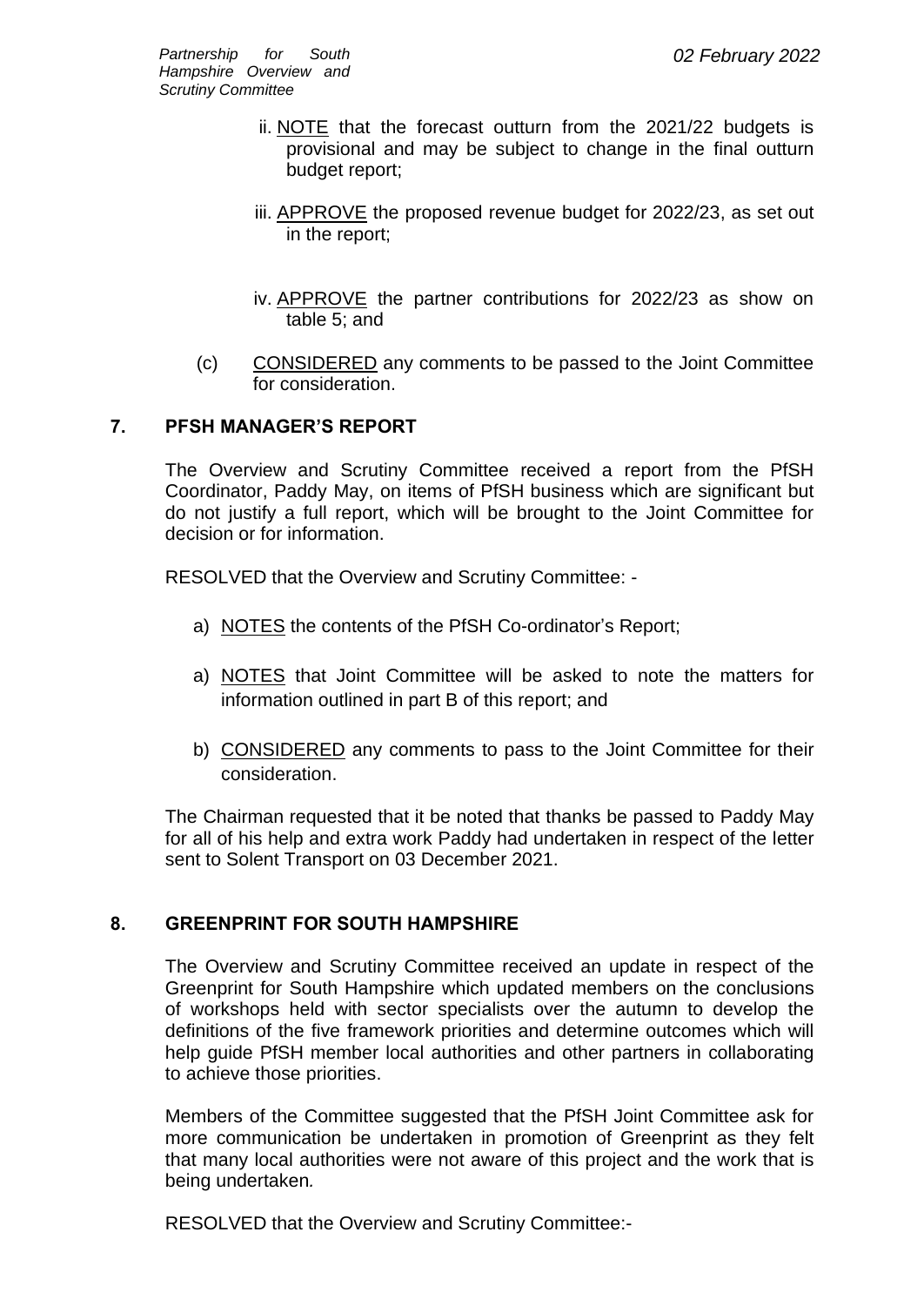ii. NOTE that the forecast outturn from the 2021/22 budgets is provisional and may be subject to change in the final outturn budget report;

iii. APPROVE the proposed revenue budget for 2022/23, as set out in the report;

iv. APPROVE the partner contributions for 2022/23 as show on table 5; and

(c) CONSIDERED any comments to be passed to the Joint Committee for consideration.

## 7. PFSH MANAGER'S REPORT

The Overview and Scrutiny Committee received a report from the PfSH Coordinator, Paddy May, on items of PfSH business which are significant but do not justify a full report, which will be brought to the Joint Committee for decision or for information.

RESOLVED that the Overview and Scrutiny Committee: -

a) NOTES the contents of the PfSH Co-ordinator's Report;

a) NOTES that Joint Committee will be asked to note the matters for information outlined in part B of this report; and

b) CONSIDERED any comments to pass to the Joint Committee for their consideration.

The Chairman requested that it be noted that thanks be passed to Paddy May for all of his help and extra work Paddy had undertaken in respect of the letter sent to Solent Transport on 03 December 2021.

## 8. GREENPRINT FOR SOUTH HAMPSHIRE

The Overview and Scrutiny Committee received an update in respect of the Greenprint for South Hampshire which updated members on the conclusions of workshops held with sector specialists over the autumn to develop the definitions of the five framework priorities and determine outcomes which will help guide PfSH member local authorities and other partners in collaborating to achieve those priorities.

Members of the Committee suggested that the PfSH Joint Committee ask for more communication be undertaken in promotion of Greenprint as they felt that many local authorities were not aware of this project and the work that is being undertaken.

RESOLVED that the Overview and Scrutiny Committee:-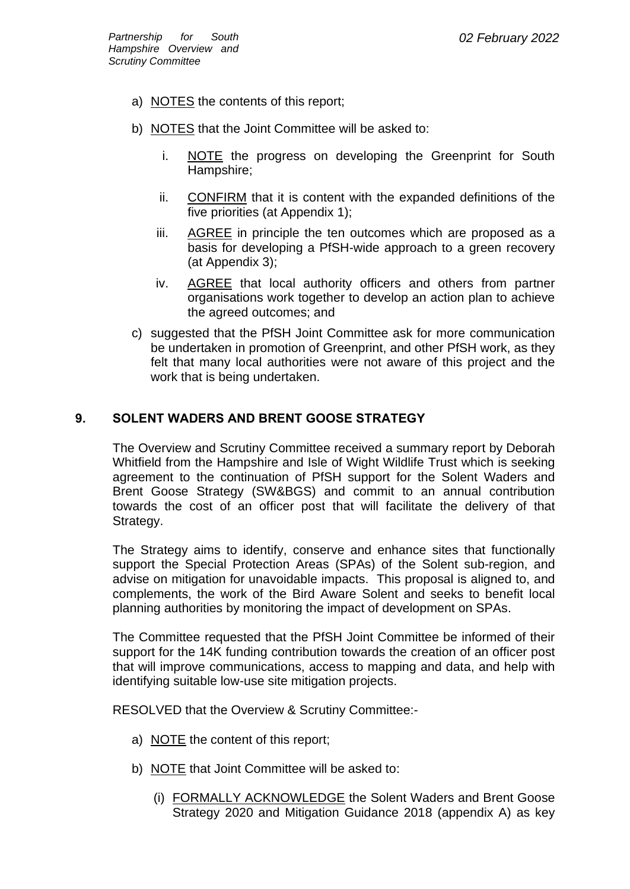a) NOTES the contents of this report;

b) NOTES that the Joint Committee will be asked to:

   i. NOTE the progress on developing the Greenprint for South Hampshire;

   ii. CONFIRM that it is content with the expanded definitions of the five priorities (at Appendix 1);

   iii. AGREE in principle the ten outcomes which are proposed as a basis for developing a PfSH-wide approach to a green recovery (at Appendix 3);

   iv. AGREE that local authority officers and others from partner organisations work together to develop an action plan to achieve the agreed outcomes; and

c) suggested that the PfSH Joint Committee ask for more communication be undertaken in promotion of Greenprint, and other PfSH work, as they felt that many local authorities were not aware of this project and the work that is being undertaken.

## 9. SOLENT WADERS AND BRENT GOOSE STRATEGY

The Overview and Scrutiny Committee received a summary report by Deborah Whitfield from the Hampshire and Isle of Wight Wildlife Trust which is seeking agreement to the continuation of PfSH support for the Solent Waders and Brent Goose Strategy (SW&BGS) and commit to an annual contribution towards the cost of an officer post that will facilitate the delivery of that Strategy.

The Strategy aims to identify, conserve and enhance sites that functionally support the Special Protection Areas (SPAs) of the Solent sub-region, and advise on mitigation for unavoidable impacts. This proposal is aligned to, and complements, the work of the Bird Aware Solent and seeks to benefit local planning authorities by monitoring the impact of development on SPAs.

The Committee requested that the PfSH Joint Committee be informed of their support for the 14K funding contribution towards the creation of an officer post that will improve communications, access to mapping and data, and help with identifying suitable low-use site mitigation projects.

RESOLVED that the Overview & Scrutiny Committee:-

a) NOTE the content of this report;

b) NOTE that Joint Committee will be asked to:

   (i) FORMALLY ACKNOWLEDGE the Solent Waders and Brent Goose Strategy 2020 and Mitigation Guidance 2018 (appendix A) as key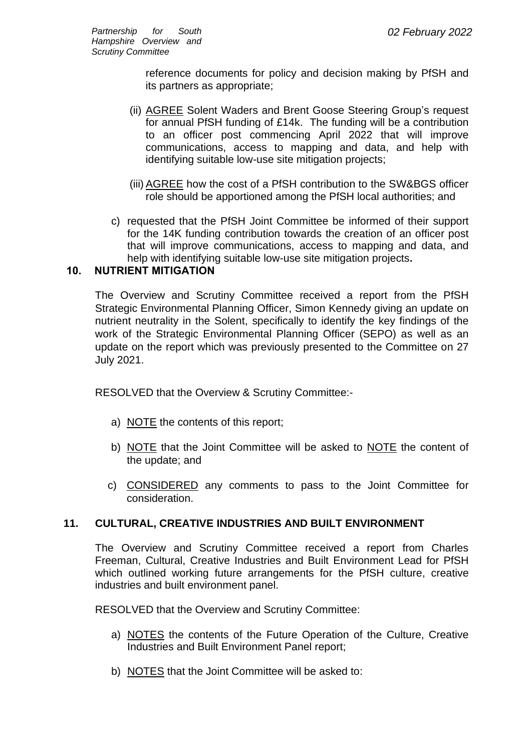reference documents for policy and decision making by PfSH and its partners as appropriate;

(ii) AGREE Solent Waders and Brent Goose Steering Group's request for annual PfSH funding of £14k. The funding will be a contribution to an officer post commencing April 2022 that will improve communications, access to mapping and data, and help with identifying suitable low-use site mitigation projects;

(iii) AGREE how the cost of a PfSH contribution to the SW&BGS officer role should be apportioned among the PfSH local authorities; and

c) requested that the PfSH Joint Committee be informed of their support for the 14K funding contribution towards the creation of an officer post that will improve communications, access to mapping and data, and help with identifying suitable low-use site mitigation projects**.**

## 10. NUTRIENT MITIGATION

The Overview and Scrutiny Committee received a report from the PfSH Strategic Environmental Planning Officer, Simon Kennedy giving an update on nutrient neutrality in the Solent, specifically to identify the key findings of the work of the Strategic Environmental Planning Officer (SEPO) as well as an update on the report which was previously presented to the Committee on 27 July 2021.

RESOLVED that the Overview & Scrutiny Committee:-

a) NOTE the contents of this report;

b) NOTE that the Joint Committee will be asked to NOTE the content of the update; and

c) CONSIDERED any comments to pass to the Joint Committee for consideration.

## 11. CULTURAL, CREATIVE INDUSTRIES AND BUILT ENVIRONMENT

The Overview and Scrutiny Committee received a report from Charles Freeman, Cultural, Creative Industries and Built Environment Lead for PfSH which outlined working future arrangements for the PfSH culture, creative industries and built environment panel.

RESOLVED that the Overview and Scrutiny Committee:

a) NOTES the contents of the Future Operation of the Culture, Creative Industries and Built Environment Panel report;

b) NOTES that the Joint Committee will be asked to: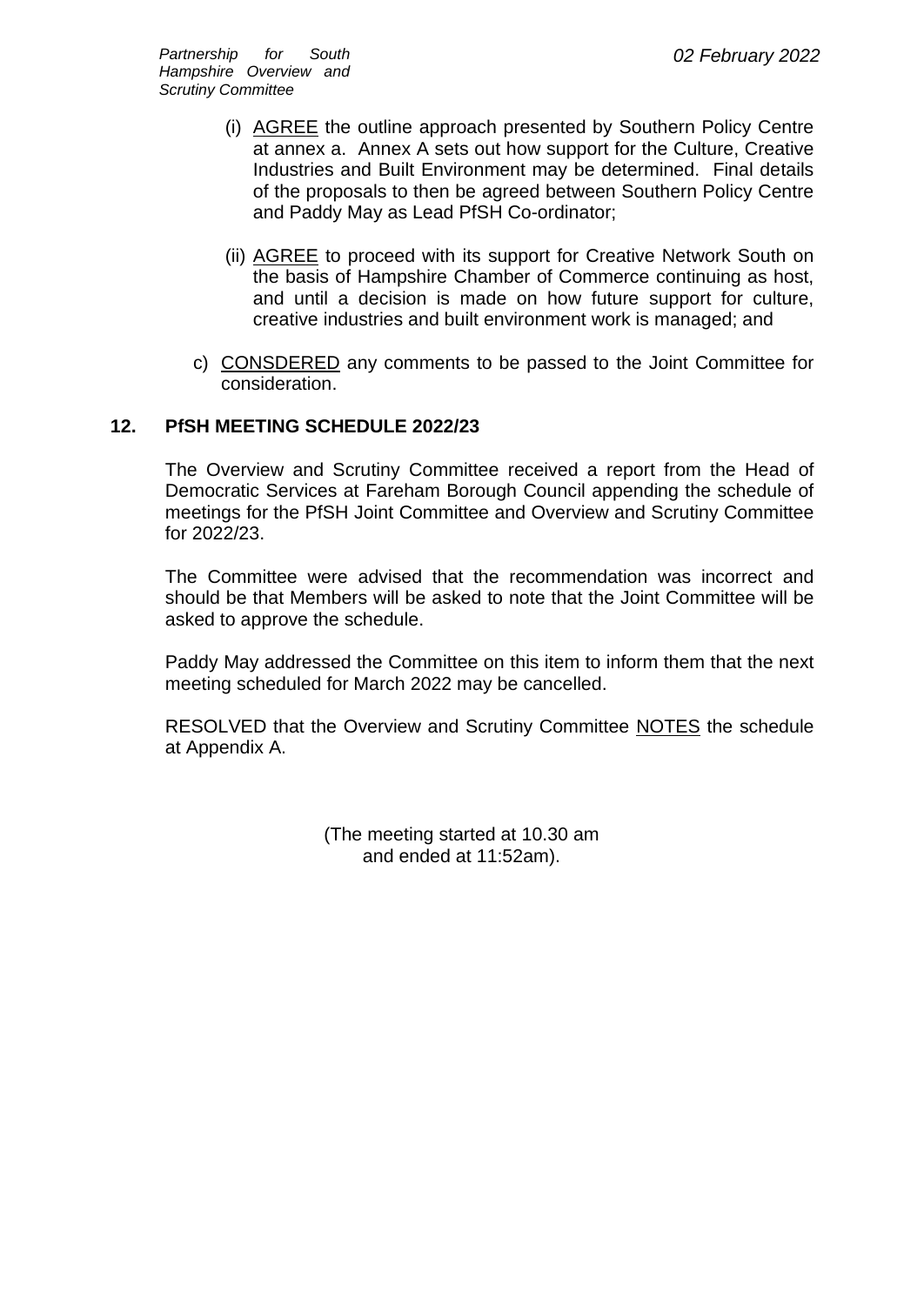(i) AGREE the outline approach presented by Southern Policy Centre at annex a. Annex A sets out how support for the Culture, Creative Industries and Built Environment may be determined. Final details of the proposals to then be agreed between Southern Policy Centre and Paddy May as Lead PfSH Co-ordinator;

(ii) AGREE to proceed with its support for Creative Network South on the basis of Hampshire Chamber of Commerce continuing as host, and until a decision is made on how future support for culture, creative industries and built environment work is managed; and

c) CONSDERED any comments to be passed to the Joint Committee for consideration.

## 12. PfSH MEETING SCHEDULE 2022/23

The Overview and Scrutiny Committee received a report from the Head of Democratic Services at Fareham Borough Council appending the schedule of meetings for the PfSH Joint Committee and Overview and Scrutiny Committee for 2022/23.

The Committee were advised that the recommendation was incorrect and should be that Members will be asked to note that the Joint Committee will be asked to approve the schedule.

Paddy May addressed the Committee on this item to inform them that the next meeting scheduled for March 2022 may be cancelled.

RESOLVED that the Overview and Scrutiny Committee NOTES the schedule at Appendix A.

(The meeting started at 10.30 am and ended at 11:52am).